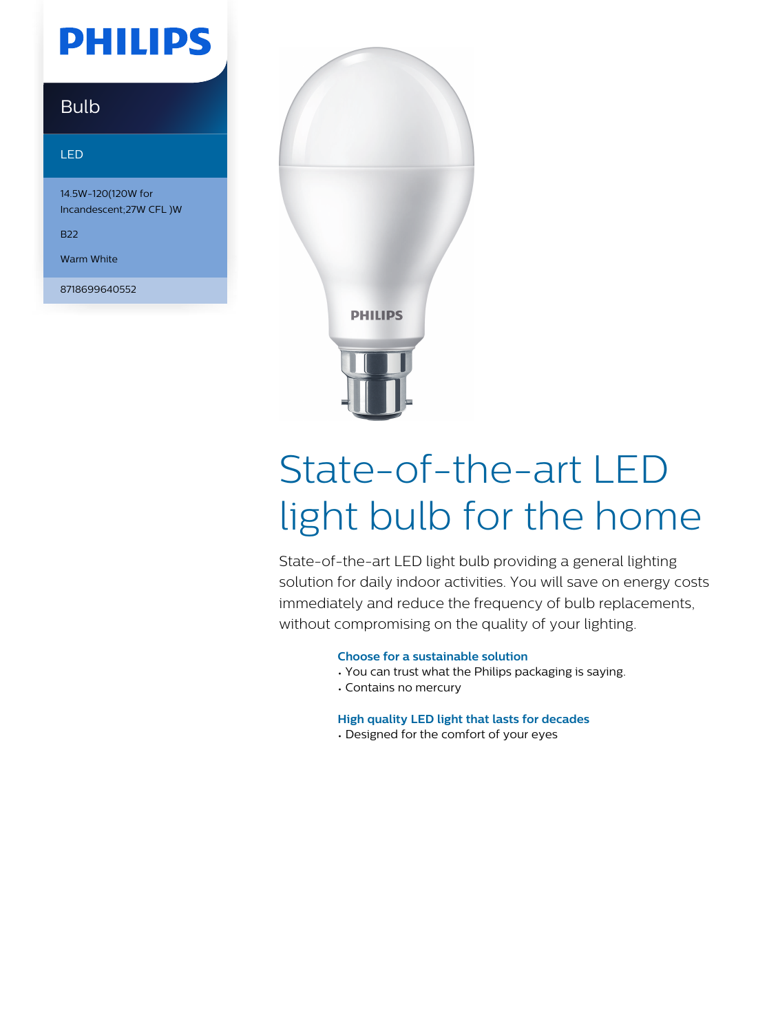PHILIPS

Bulb

LED

14.5W-120(120W for Incandescent;27W CFL )W

B22

Warm White

8718699640552

# State-of-the-art LED light bulb for the home

State-of-the-art LED light bulb providing a general lighting solution for daily indoor activities. You will save on energy costs immediately and reduce the frequency of bulb replacements, without compromising on the quality of your lighting.

### Choose for a sustainable solution

- You can trust what the Philips packaging is saying.
- Contains no mercury

### High quality LED light that lasts for decades

- Designed for the comfort of your eyes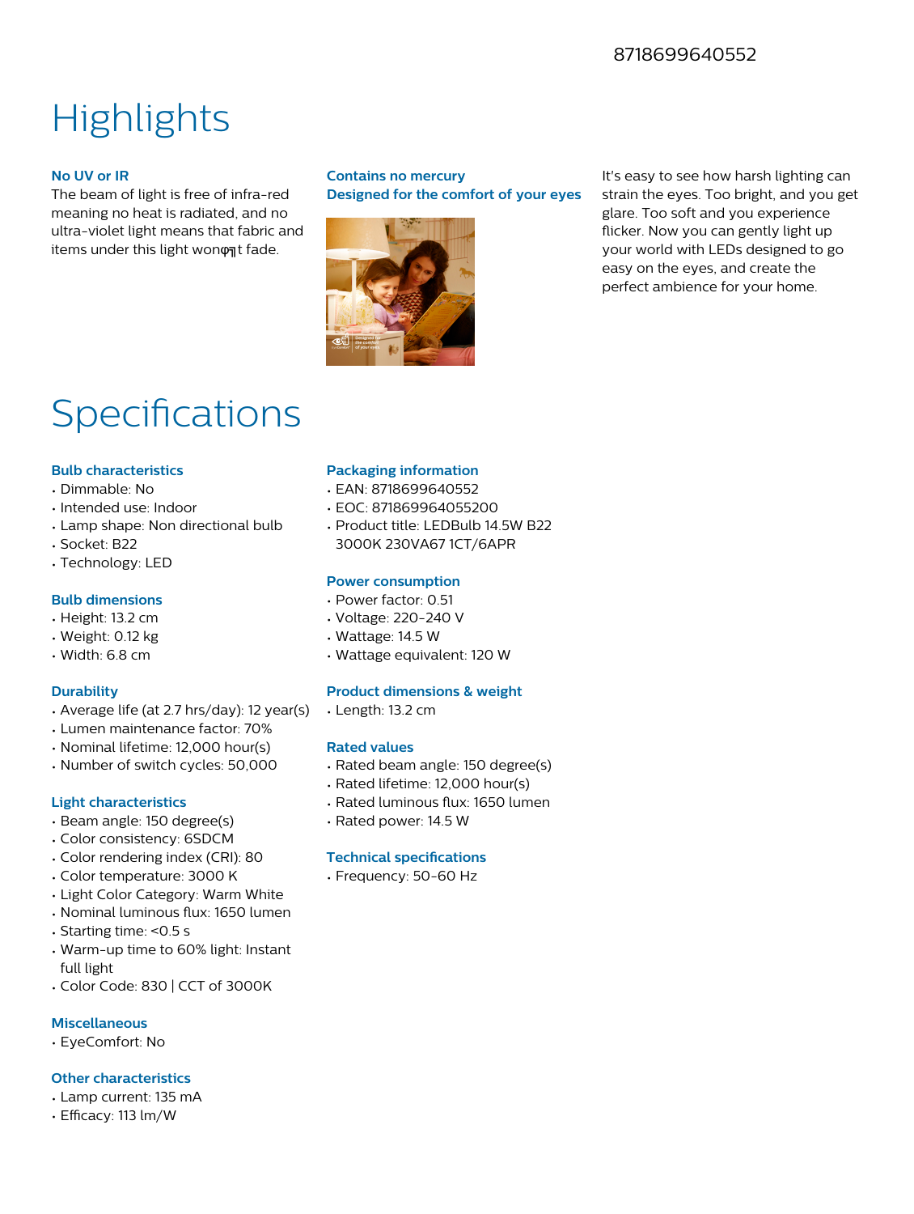8718699640552

# Highlights

### No UV or IR

The beam of light is free of infra-red meaning no heat is radiated, and no ultra-violet light means that fabric and items under this light wonφ╖t fade.

### Contains no mercury

### Designed for the comfort of your eyes

It's easy to see how harsh lighting can strain the eyes. Too bright, and you get glare. Too soft and you experience flicker. Now you can gently light up your world with LEDs designed to go easy on the eyes, and create the perfect ambience for your home.

# Specifications

### Bulb characteristics

- Dimmable: No
- Intended use: Indoor
- Lamp shape: Non directional bulb
- Socket: B22
- Technology: LED

### Bulb dimensions

- Height: 13.2 cm
- Weight: 0.12 kg
- Width: 6.8 cm

### Durability

- Average life (at 2.7 hrs/day): 12 year(s)
- Lumen maintenance factor: 70%
- Nominal lifetime: 12,000 hour(s)
- Number of switch cycles: 50,000

### Light characteristics

- Beam angle: 150 degree(s)
- Color consistency: 6SDCM
- Color rendering index (CRI): 80
- Color temperature: 3000 K
- Light Color Category: Warm White
- Nominal luminous flux: 1650 lumen
- Starting time: <0.5 s
- Warm-up time to 60% light: Instant full light
- Color Code: 830 | CCT of 3000K

### Miscellaneous

- EyeComfort: No

### Other characteristics

- Lamp current: 135 mA
- Efficacy: 113 lm/W

### Packaging information

- EAN: 8718699640552
- EOC: 871869964055200
- Product title: LEDBulb 14.5W B22 3000K 230VA67 1CT/6APR

### Power consumption

- Power factor: 0.51
- Voltage: 220-240 V
- Wattage: 14.5 W
- Wattage equivalent: 120 W

### Product dimensions & weight

- Length: 13.2 cm

### Rated values

- Rated beam angle: 150 degree(s)
- Rated lifetime: 12,000 hour(s)
- Rated luminous flux: 1650 lumen
- Rated power: 14.5 W

### Technical specifications

- Frequency: 50-60 Hz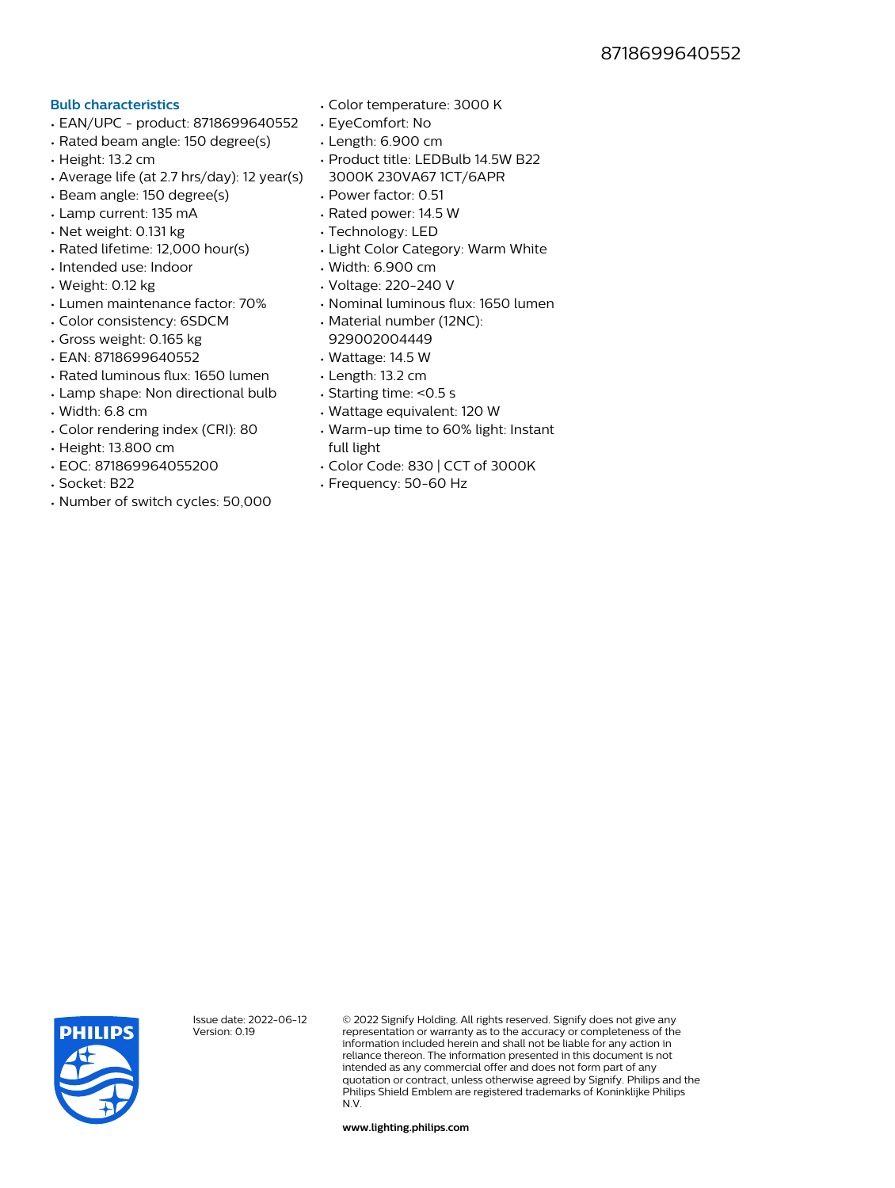## Bulb characteristics

- EAN/UPC - product: 8718699640552
- Rated beam angle: 150 degree(s)
- Height: 13.2 cm
- Average life (at 2.7 hrs/day): 12 year(s)
- Beam angle: 150 degree(s)
- Lamp current: 135 mA
- Net weight: 0.131 kg
- Rated lifetime: 12,000 hour(s)
- Intended use: Indoor
- Weight: 0.12 kg
- Lumen maintenance factor: 70%
- Color consistency: 6SDCM
- Gross weight: 0.165 kg
- EAN: 8718699640552
- Rated luminous flux: 1650 lumen
- Lamp shape: Non directional bulb
- Width: 6.8 cm
- Color rendering index (CRI): 80
- Height: 13.800 cm
- EOC: 871869964055200
- Socket: B22
- Number of switch cycles: 50,000
- Color temperature: 3000 K
- EyeComfort: No
- Length: 6.900 cm
- Product title: LEDBulb 14.5W B22 3000K 230VA67 1CT/6APR
- Power factor: 0.51
- Rated power: 14.5 W
- Technology: LED
- Light Color Category: Warm White
- Width: 6.900 cm
- Voltage: 220-240 V
- Nominal luminous flux: 1650 lumen
- Material number (12NC): 929002004449
- Wattage: 14.5 W
- Length: 13.2 cm
- Starting time: <0.5 s
- Wattage equivalent: 120 W
- Warm-up time to 60% light: Instant full light
- Color Code: 830 | CCT of 3000K
- Frequency: 50-60 Hz

Issue date: 2022-06-12
Version: 0.19

© 2022 Signify Holding. All rights reserved. Signify does not give any representation or warranty as to the accuracy or completeness of the information included herein and shall not be liable for any action in reliance thereon. The information presented in this document is not intended as any commercial offer and does not form part of any quotation or contract, unless otherwise agreed by Signify. Philips and the Philips Shield Emblem are registered trademarks of Koninklijke Philips N.V.

**www.lighting.philips.com**